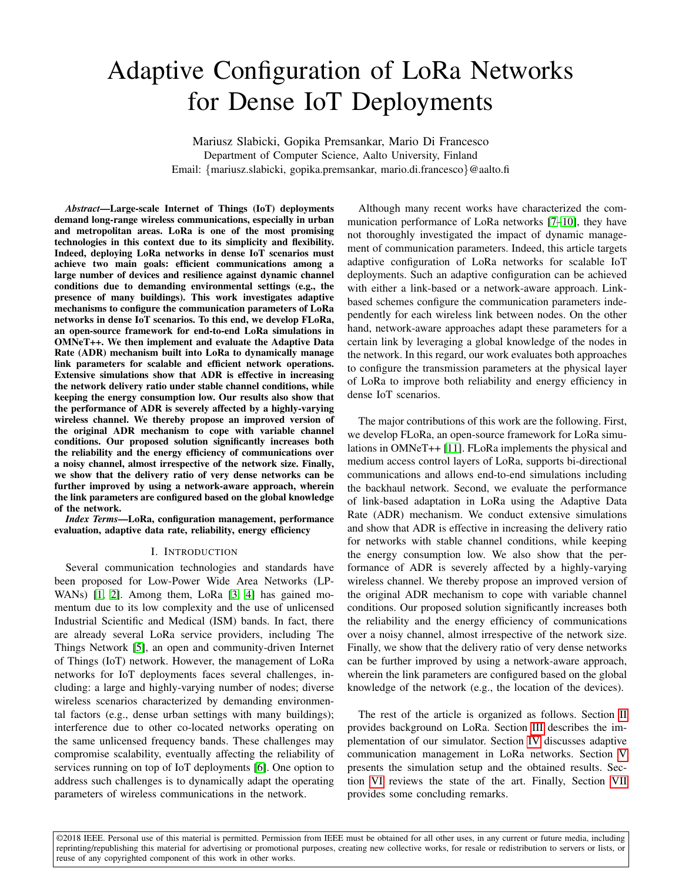# Adaptive Configuration of LoRa Networks for Dense IoT Deployments

Mariusz Slabicki, Gopika Premsankar, Mario Di Francesco
Department of Computer Science, Aalto University, Finland
Email: {mariusz.slabicki, gopika.premsankar, mario.di.francesco}@aalto.fi

***Abstract*—Large-scale Internet of Things (IoT) deployments demand long-range wireless communications, especially in urban and metropolitan areas. LoRa is one of the most promising technologies in this context due to its simplicity and flexibility. Indeed, deploying LoRa networks in dense IoT scenarios must achieve two main goals: efficient communications among a large number of devices and resilience against dynamic channel conditions due to demanding environmental settings (e.g., the presence of many buildings). This work investigates adaptive mechanisms to configure the communication parameters of LoRa networks in dense IoT scenarios. To this end, we develop FLoRa, an open-source framework for end-to-end LoRa simulations in OMNeT++. We then implement and evaluate the Adaptive Data Rate (ADR) mechanism built into LoRa to dynamically manage link parameters for scalable and efficient network operations. Extensive simulations show that ADR is effective in increasing the network delivery ratio under stable channel conditions, while keeping the energy consumption low. Our results also show that the performance of ADR is severely affected by a highly-varying wireless channel. We thereby propose an improved version of the original ADR mechanism to cope with variable channel conditions. Our proposed solution significantly increases both the reliability and the energy efficiency of communications over a noisy channel, almost irrespective of the network size. Finally, we show that the delivery ratio of very dense networks can be further improved by using a network-aware approach, wherein the link parameters are configured based on the global knowledge of the network.**

***Index Terms*—LoRa, configuration management, performance evaluation, adaptive data rate, reliability, energy efficiency**

## I. Introduction

Several communication technologies and standards have been proposed for Low-Power Wide Area Networks (LP-WANs) [1], [2]. Among them, LoRa [3], [4] has gained momentum due to its low complexity and the use of unlicensed Industrial Scientific and Medical (ISM) bands. In fact, there are already several LoRa service providers, including The Things Network [5], an open and community-driven Internet of Things (IoT) network. However, the management of LoRa networks for IoT deployments faces several challenges, including: a large and highly-varying number of nodes; diverse wireless scenarios characterized by demanding environmental factors (e.g., dense urban settings with many buildings); interference due to other co-located networks operating on the same unlicensed frequency bands. These challenges may compromise scalability, eventually affecting the reliability of services running on top of IoT deployments [6]. One option to address such challenges is to dynamically adapt the operating parameters of wireless communications in the network.

Although many recent works have characterized the communication performance of LoRa networks [7]–[10], they have not thoroughly investigated the impact of dynamic management of communication parameters. Indeed, this article targets adaptive configuration of LoRa networks for scalable IoT deployments. Such an adaptive configuration can be achieved with either a link-based or a network-aware approach. Link-based schemes configure the communication parameters independently for each wireless link between nodes. On the other hand, network-aware approaches adapt these parameters for a certain link by leveraging a global knowledge of the nodes in the network. In this regard, our work evaluates both approaches to configure the transmission parameters at the physical layer of LoRa to improve both reliability and energy efficiency in dense IoT scenarios.

The major contributions of this work are the following. First, we develop FLoRa, an open-source framework for LoRa simulations in OMNeT++ [11]. FLoRa implements the physical and medium access control layers of LoRa, supports bi-directional communications and allows end-to-end simulations including the backhaul network. Second, we evaluate the performance of link-based adaptation in LoRa using the Adaptive Data Rate (ADR) mechanism. We conduct extensive simulations and show that ADR is effective in increasing the delivery ratio for networks with stable channel conditions, while keeping the energy consumption low. We also show that the performance of ADR is severely affected by a highly-varying wireless channel. We thereby propose an improved version of the original ADR mechanism to cope with variable channel conditions. Our proposed solution significantly increases both the reliability and the energy efficiency of communications over a noisy channel, almost irrespective of the network size. Finally, we show that the delivery ratio of very dense networks can be further improved by using a network-aware approach, wherein the link parameters are configured based on the global knowledge of the network (e.g., the location of the devices).

The rest of the article is organized as follows. Section II provides background on LoRa. Section III describes the implementation of our simulator. Section IV discusses adaptive communication management in LoRa networks. Section V presents the simulation setup and the obtained results. Section VI reviews the state of the art. Finally, Section VII provides some concluding remarks.

©2018 IEEE. Personal use of this material is permitted. Permission from IEEE must be obtained for all other uses, in any current or future media, including reprinting/republishing this material for advertising or promotional purposes, creating new collective works, for resale or redistribution to servers or lists, or reuse of any copyrighted component of this work in other works.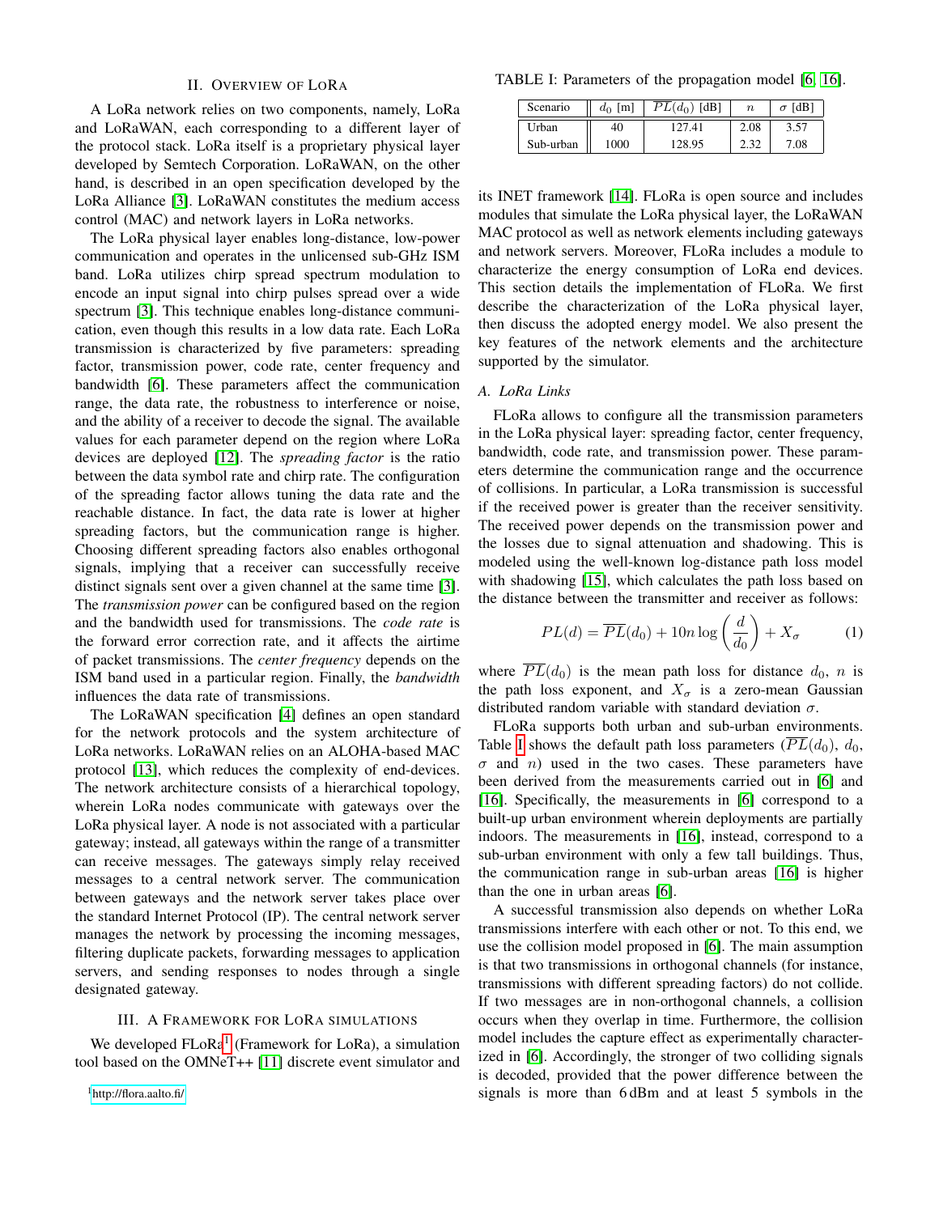## II. Overview of LoRa

A LoRa network relies on two components, namely, LoRa and LoRaWAN, each corresponding to a different layer of the protocol stack. LoRa itself is a proprietary physical layer developed by Semtech Corporation. LoRaWAN, on the other hand, is described in an open specification developed by the LoRa Alliance [3]. LoRaWAN constitutes the medium access control (MAC) and network layers in LoRa networks.

The LoRa physical layer enables long-distance, low-power communication and operates in the unlicensed sub-GHz ISM band. LoRa utilizes chirp spread spectrum modulation to encode an input signal into chirp pulses spread over a wide spectrum [3]. This technique enables long-distance communication, even though this results in a low data rate. Each LoRa transmission is characterized by five parameters: spreading factor, transmission power, code rate, center frequency and bandwidth [6]. These parameters affect the communication range, the data rate, the robustness to interference or noise, and the ability of a receiver to decode the signal. The available values for each parameter depend on the region where LoRa devices are deployed [12]. The *spreading factor* is the ratio between the data symbol rate and chirp rate. The configuration of the spreading factor allows tuning the data rate and the reachable distance. In fact, the data rate is lower at higher spreading factors, but the communication range is higher. Choosing different spreading factors also enables orthogonal signals, implying that a receiver can successfully receive distinct signals sent over a given channel at the same time [3]. The *transmission power* can be configured based on the region and the bandwidth used for transmissions. The *code rate* is the forward error correction rate, and it affects the airtime of packet transmissions. The *center frequency* depends on the ISM band used in a particular region. Finally, the *bandwidth* influences the data rate of transmissions.

The LoRaWAN specification [4] defines an open standard for the network protocols and the system architecture of LoRa networks. LoRaWAN relies on an ALOHA-based MAC protocol [13], which reduces the complexity of end-devices. The network architecture consists of a hierarchical topology, wherein LoRa nodes communicate with gateways over the LoRa physical layer. A node is not associated with a particular gateway; instead, all gateways within the range of a transmitter can receive messages. The gateways simply relay received messages to a central network server. The communication between gateways and the network server takes place over the standard Internet Protocol (IP). The central network server manages the network by processing the incoming messages, filtering duplicate packets, forwarding messages to application servers, and sending responses to nodes through a single designated gateway.

## III. A Framework for LoRa Simulations

We developed FLoRa[1] (Framework for LoRa), a simulation tool based on the OMNeT++ [11] discrete event simulator and its INET framework [14]. FLoRa is open source and includes modules that simulate the LoRa physical layer, the LoRaWAN MAC protocol as well as network elements including gateways and network servers. Moreover, FLoRa includes a module to characterize the energy consumption of LoRa end devices. This section details the implementation of FLoRa. We first describe the characterization of the LoRa physical layer, then discuss the adopted energy model. We also present the key features of the network elements and the architecture supported by the simulator.

[1] http://flora.aalto.fi/

TABLE I: Parameters of the propagation model [6, 16].

| Scenario | $d_0$ [m] | $\overline{PL}(d_0)$ [dB] | $n$ | $\sigma$ [dB] |
|---|---|---|---|---|
| Urban | 40 | 127.41 | 2.08 | 3.57 |
| Sub-urban | 1000 | 128.95 | 2.32 | 7.08 |

### A. LoRa Links

FLoRa allows to configure all the transmission parameters in the LoRa physical layer: spreading factor, center frequency, bandwidth, code rate, and transmission power. These parameters determine the communication range and the occurrence of collisions. In particular, a LoRa transmission is successful if the received power is greater than the receiver sensitivity. The received power depends on the transmission power and the losses due to signal attenuation and shadowing. This is modeled using the well-known log-distance path loss model with shadowing [15], which calculates the path loss based on the distance between the transmitter and receiver as follows:

$$PL(d) = \overline{PL}(d_0) + 10n \log\left(\frac{d}{d_0}\right) + X_\sigma \tag{1}$$

where $\overline{PL}(d_0)$ is the mean path loss for distance $d_0$, $n$ is the path loss exponent, and $X_\sigma$ is a zero-mean Gaussian distributed random variable with standard deviation $\sigma$.

FLoRa supports both urban and sub-urban environments. Table I shows the default path loss parameters ($\overline{PL}(d_0)$, $d_0$, $\sigma$ and $n$) used in the two cases. These parameters have been derived from the measurements carried out in [6] and [16]. Specifically, the measurements in [6] correspond to a built-up urban environment wherein deployments are partially indoors. The measurements in [16], instead, correspond to a sub-urban environment with only a few tall buildings. Thus, the communication range in sub-urban areas [16] is higher than the one in urban areas [6].

A successful transmission also depends on whether LoRa transmissions interfere with each other or not. To this end, we use the collision model proposed in [6]. The main assumption is that two transmissions in orthogonal channels (for instance, transmissions with different spreading factors) do not collide. If two messages are in non-orthogonal channels, a collision occurs when they overlap in time. Furthermore, the collision model includes the capture effect as experimentally characterized in [6]. Accordingly, the stronger of two colliding signals is decoded, provided that the power difference between the signals is more than 6 dBm and at least 5 symbols in the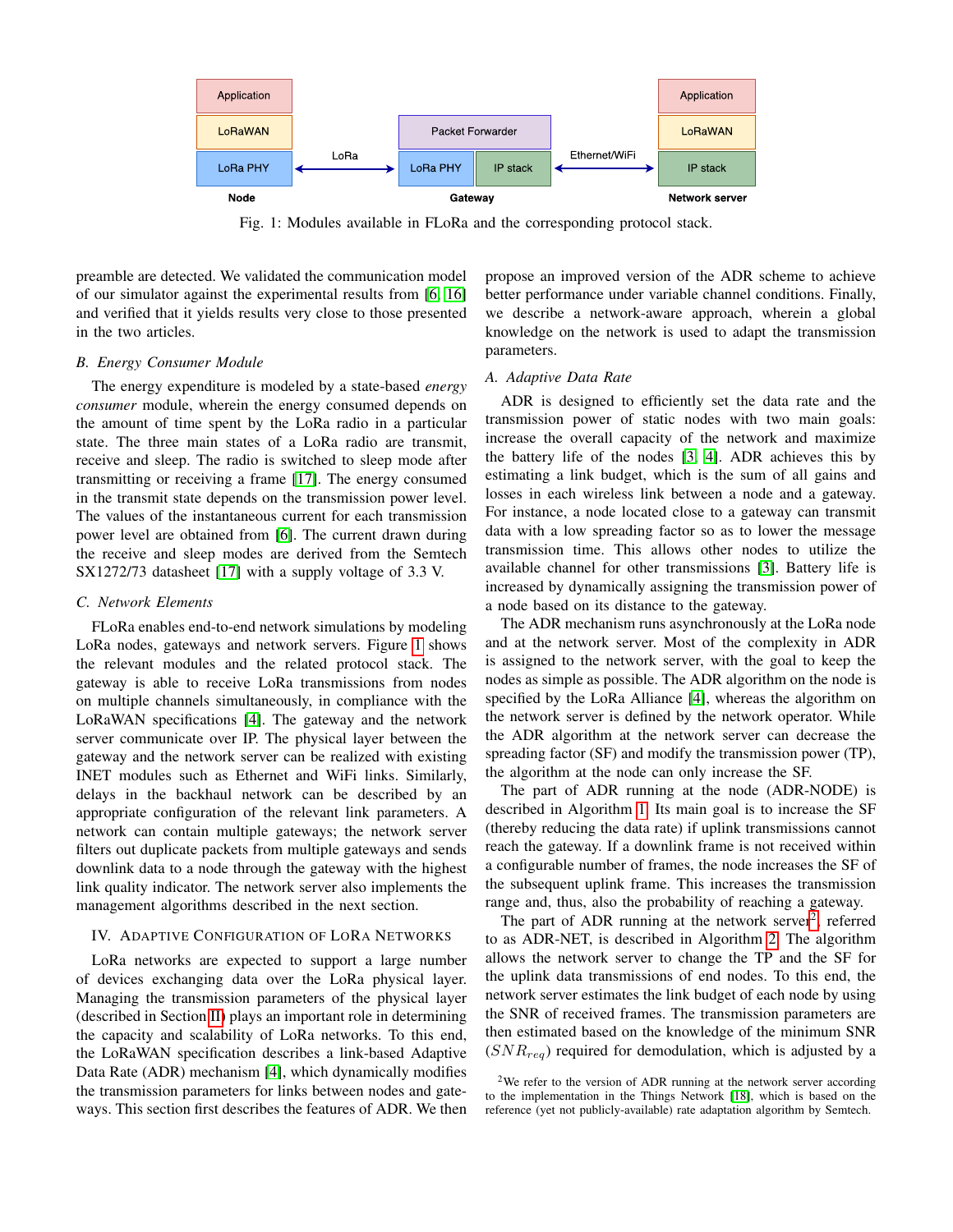Fig. 1: Modules available in FLoRa and the corresponding protocol stack.

preamble are detected. We validated the communication model of our simulator against the experimental results from [6, 16] and verified that it yields results very close to those presented in the two articles.

### B. Energy Consumer Module

The energy expenditure is modeled by a state-based *energy consumer* module, wherein the energy consumed depends on the amount of time spent by the LoRa radio in a particular state. The three main states of a LoRa radio are transmit, receive and sleep. The radio is switched to sleep mode after transmitting or receiving a frame [17]. The energy consumed in the transmit state depends on the transmission power level. The values of the instantaneous current for each transmission power level are obtained from [6]. The current drawn during the receive and sleep modes are derived from the Semtech SX1272/73 datasheet [17] with a supply voltage of 3.3 V.

### C. Network Elements

FLoRa enables end-to-end network simulations by modeling LoRa nodes, gateways and network servers. Figure 1 shows the relevant modules and the related protocol stack. The gateway is able to receive LoRa transmissions from nodes on multiple channels simultaneously, in compliance with the LoRaWAN specifications [4]. The gateway and the network server communicate over IP. The physical layer between the gateway and the network server can be realized with existing INET modules such as Ethernet and WiFi links. Similarly, delays in the backhaul network can be described by an appropriate configuration of the relevant link parameters. A network can contain multiple gateways; the network server filters out duplicate packets from multiple gateways and sends downlink data to a node through the gateway with the highest link quality indicator. The network server also implements the management algorithms described in the next section.

## IV. Adaptive Configuration of LoRa Networks

LoRa networks are expected to support a large number of devices exchanging data over the LoRa physical layer. Managing the transmission parameters of the physical layer (described in Section II) plays an important role in determining the capacity and scalability of LoRa networks. To this end, the LoRaWAN specification describes a link-based Adaptive Data Rate (ADR) mechanism [4], which dynamically modifies the transmission parameters for links between nodes and gateways. This section first describes the features of ADR. We then propose an improved version of the ADR scheme to achieve better performance under variable channel conditions. Finally, we describe a network-aware approach, wherein a global knowledge on the network is used to adapt the transmission parameters.

### A. Adaptive Data Rate

ADR is designed to efficiently set the data rate and the transmission power of static nodes with two main goals: increase the overall capacity of the network and maximize the battery life of the nodes [3, 4]. ADR achieves this by estimating a link budget, which is the sum of all gains and losses in each wireless link between a node and a gateway. For instance, a node located close to a gateway can transmit data with a low spreading factor so as to lower the message transmission time. This allows other nodes to utilize the available channel for other transmissions [3]. Battery life is increased by dynamically assigning the transmission power of a node based on its distance to the gateway.

The ADR mechanism runs asynchronously at the LoRa node and at the network server. Most of the complexity in ADR is assigned to the network server, with the goal to keep the nodes as simple as possible. The ADR algorithm on the node is specified by the LoRa Alliance [4], whereas the algorithm on the network server is defined by the network operator. While the ADR algorithm at the network server can decrease the spreading factor (SF) and modify the transmission power (TP), the algorithm at the node can only increase the SF.

The part of ADR running at the node (ADR-NODE) is described in Algorithm 1. Its main goal is to increase the SF (thereby reducing the data rate) if uplink transmissions cannot reach the gateway. If a downlink frame is not received within a configurable number of frames, the node increases the SF of the subsequent uplink frame. This increases the transmission range and, thus, also the probability of reaching a gateway.

The part of ADR running at the network server[2], referred to as ADR-NET, is described in Algorithm 2. The algorithm allows the network server to change the TP and the SF for the uplink data transmissions of end nodes. To this end, the network server estimates the link budget of each node by using the SNR of received frames. The transmission parameters are then estimated based on the knowledge of the minimum SNR ($SNR_{req}$) required for demodulation, which is adjusted by a

[2]We refer to the version of ADR running at the network server according to the implementation in the Things Network [18], which is based on the reference (yet not publicly-available) rate adaptation algorithm by Semtech.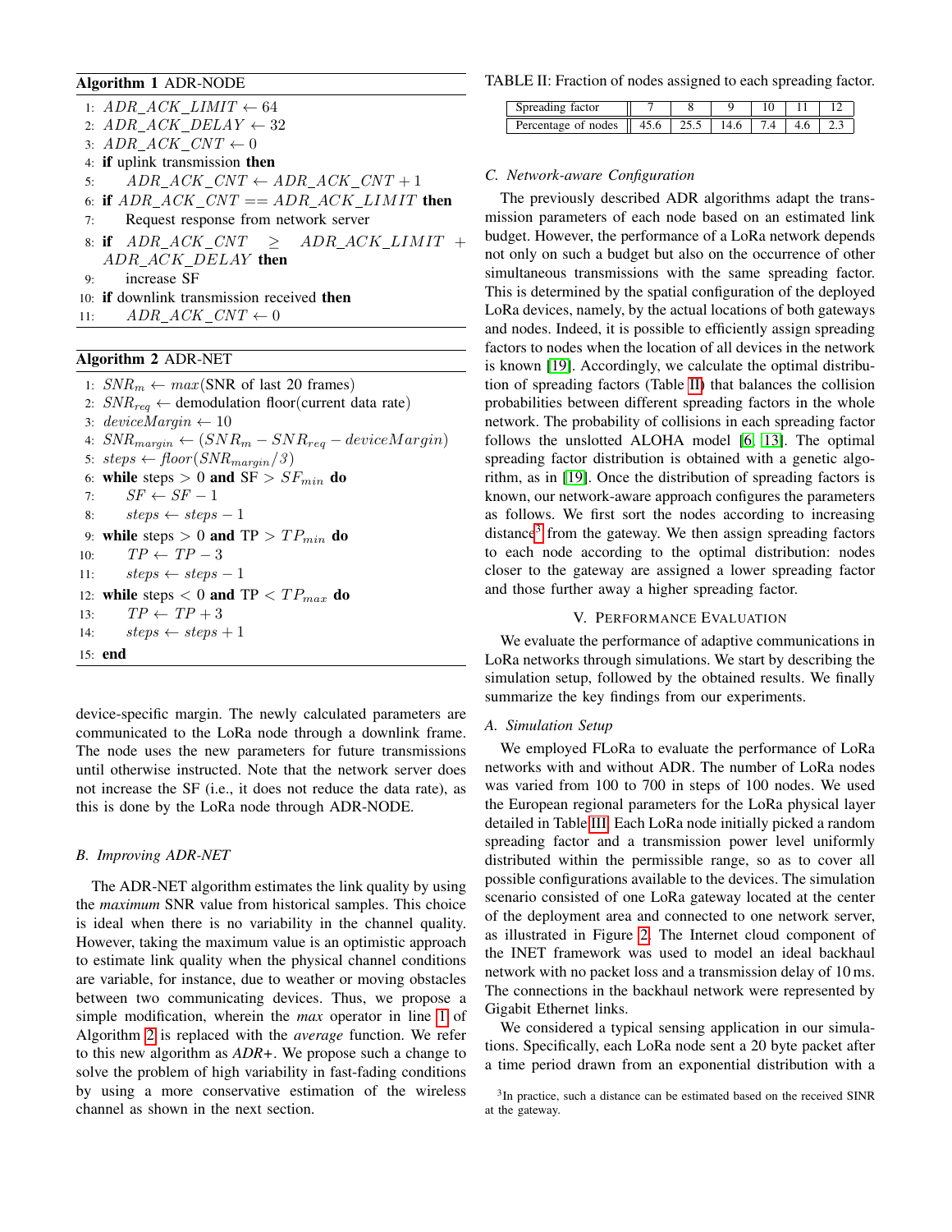**Algorithm 1** ADR-NODE

```
1:  ADR_ACK_LIMIT ← 64
2:  ADR_ACK_DELAY ← 32
3:  ADR_ACK_CNT ← 0
4:  if uplink transmission then
5:      ADR_ACK_CNT ← ADR_ACK_CNT + 1
6:  if ADR_ACK_CNT == ADR_ACK_LIMIT then
7:      Request response from network server
8:  if ADR_ACK_CNT ≥ ADR_ACK_LIMIT + ADR_ACK_DELAY then
9:      increase SF
10: if downlink transmission received then
11:     ADR_ACK_CNT ← 0
```

**Algorithm 2** ADR-NET

```
1:  SNR_m ← max(SNR of last 20 frames)
2:  SNR_req ← demodulation floor(current data rate)
3:  deviceMargin ← 10
4:  SNR_margin ← (SNR_m − SNR_req − deviceMargin)
5:  steps ← floor(SNR_margin/3)
6:  while steps > 0 and SF > SF_min do
7:      SF ← SF − 1
8:      steps ← steps − 1
9:  while steps > 0 and TP > TP_min do
10:     TP ← TP − 3
11:     steps ← steps − 1
12: while steps < 0 and TP < TP_max do
13:     TP ← TP + 3
14:     steps ← steps + 1
15: end
```

device-specific margin. The newly calculated parameters are communicated to the LoRa node through a downlink frame. The node uses the new parameters for future transmissions until otherwise instructed. Note that the network server does not increase the SF (i.e., it does not reduce the data rate), as this is done by the LoRa node through ADR-NODE.

### B. Improving ADR-NET

The ADR-NET algorithm estimates the link quality by using the *maximum* SNR value from historical samples. This choice is ideal when there is no variability in the channel quality. However, taking the maximum value is an optimistic approach to estimate link quality when the physical channel conditions are variable, for instance, due to weather or moving obstacles between two communicating devices. Thus, we propose a simple modification, wherein the *max* operator in line 1 of Algorithm 2 is replaced with the *average* function. We refer to this new algorithm as *ADR+*. We propose such a change to solve the problem of high variability in fast-fading conditions by using a more conservative estimation of the wireless channel as shown in the next section.

TABLE II: Fraction of nodes assigned to each spreading factor.

| Spreading factor | 7 | 8 | 9 | 10 | 11 | 12 |
|---|---|---|---|---|---|---|
| Percentage of nodes | 45.6 | 25.5 | 14.6 | 7.4 | 4.6 | 2.3 |

### C. Network-aware Configuration

The previously described ADR algorithms adapt the transmission parameters of each node based on an estimated link budget. However, the performance of a LoRa network depends not only on such a budget but also on the occurrence of other simultaneous transmissions with the same spreading factor. This is determined by the spatial configuration of the deployed LoRa devices, namely, by the actual locations of both gateways and nodes. Indeed, it is possible to efficiently assign spreading factors to nodes when the location of all devices in the network is known [19]. Accordingly, we calculate the optimal distribution of spreading factors (Table II) that balances the collision probabilities between different spreading factors in the whole network. The probability of collisions in each spreading factor follows the unslotted ALOHA model [6], [13]. The optimal spreading factor distribution is obtained with a genetic algorithm, as in [19]. Once the distribution of spreading factors is known, our network-aware approach configures the parameters as follows. We first sort the nodes according to increasing distance[3] from the gateway. We then assign spreading factors to each node according to the optimal distribution: nodes closer to the gateway are assigned a lower spreading factor and those further away a higher spreading factor.

## V. Performance Evaluation

We evaluate the performance of adaptive communications in LoRa networks through simulations. We start by describing the simulation setup, followed by the obtained results. We finally summarize the key findings from our experiments.

### A. Simulation Setup

We employed FLoRa to evaluate the performance of LoRa networks with and without ADR. The number of LoRa nodes was varied from 100 to 700 in steps of 100 nodes. We used the European regional parameters for the LoRa physical layer detailed in Table III. Each LoRa node initially picked a random spreading factor and a transmission power level uniformly distributed within the permissible range, so as to cover all possible configurations available to the devices. The simulation scenario consisted of one LoRa gateway located at the center of the deployment area and connected to one network server, as illustrated in Figure 2. The Internet cloud component of the INET framework was used to model an ideal backhaul network with no packet loss and a transmission delay of 10 ms. The connections in the backhaul network were represented by Gigabit Ethernet links.

We considered a typical sensing application in our simulations. Specifically, each LoRa node sent a 20 byte packet after a time period drawn from an exponential distribution with a

[3] In practice, such a distance can be estimated based on the received SINR at the gateway.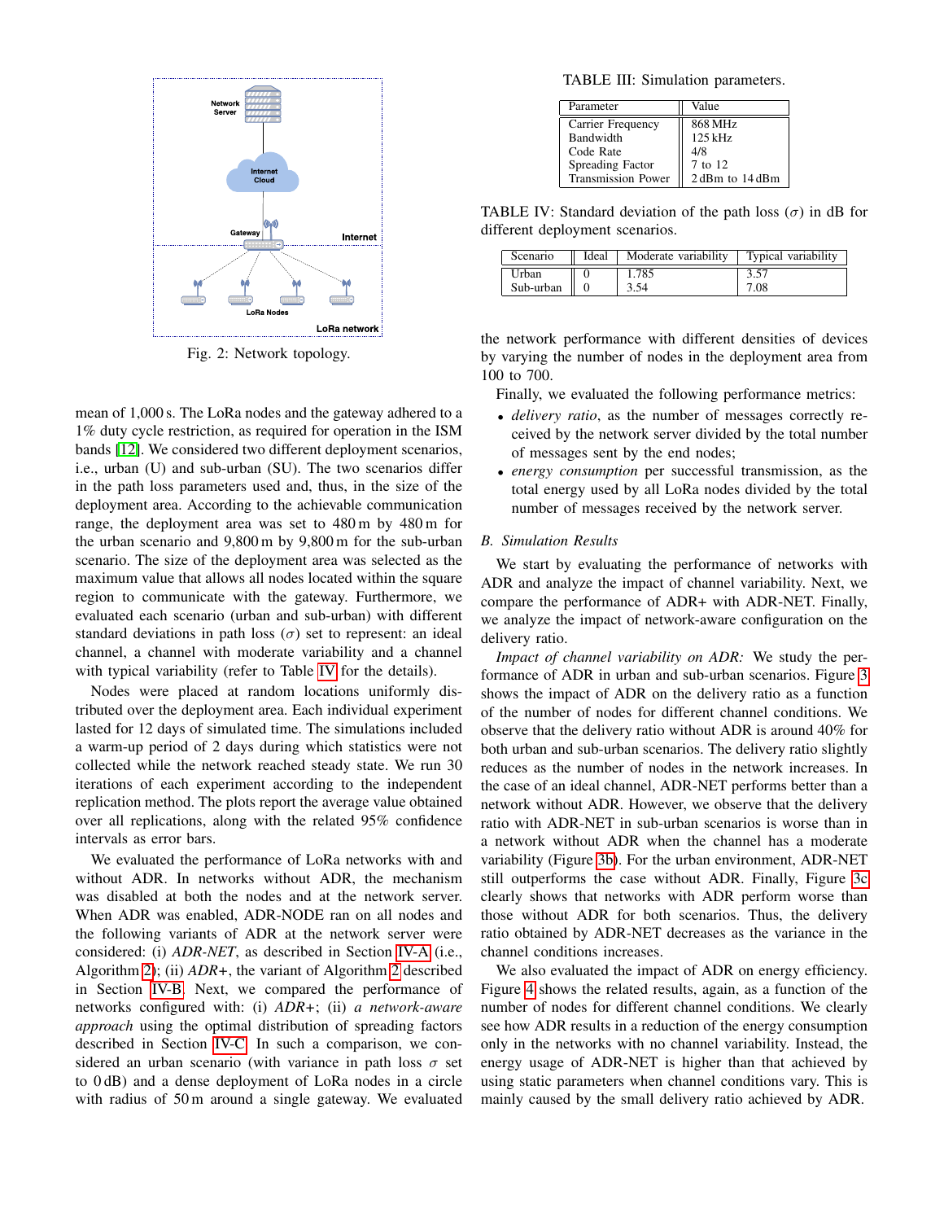Fig. 2: Network topology.

mean of 1,000 s. The LoRa nodes and the gateway adhered to a 1% duty cycle restriction, as required for operation in the ISM bands [12]. We considered two different deployment scenarios, i.e., urban (U) and sub-urban (SU). The two scenarios differ in the path loss parameters used and, thus, in the size of the deployment area. According to the achievable communication range, the deployment area was set to 480 m by 480 m for the urban scenario and 9,800 m by 9,800 m for the sub-urban scenario. The size of the deployment area was selected as the maximum value that allows all nodes located within the square region to communicate with the gateway. Furthermore, we evaluated each scenario (urban and sub-urban) with different standard deviations in path loss ($\sigma$) set to represent: an ideal channel, a channel with moderate variability and a channel with typical variability (refer to Table IV for the details).

Nodes were placed at random locations uniformly distributed over the deployment area. Each individual experiment lasted for 12 days of simulated time. The simulations included a warm-up period of 2 days during which statistics were not collected while the network reached steady state. We run 30 iterations of each experiment according to the independent replication method. The plots report the average value obtained over all replications, along with the related 95% confidence intervals as error bars.

We evaluated the performance of LoRa networks with and without ADR. In networks without ADR, the mechanism was disabled at both the nodes and at the network server. When ADR was enabled, ADR-NODE ran on all nodes and the following variants of ADR at the network server were considered: (i) *ADR-NET*, as described in Section IV-A (i.e., Algorithm 2); (ii) *ADR+*, the variant of Algorithm 2 described in Section IV-B. Next, we compared the performance of networks configured with: (i) *ADR+*; (ii) *a network-aware approach* using the optimal distribution of spreading factors described in Section IV-C. In such a comparison, we considered an urban scenario (with variance in path loss $\sigma$ set to 0 dB) and a dense deployment of LoRa nodes in a circle with radius of 50 m around a single gateway. We evaluated the network performance with different densities of devices by varying the number of nodes in the deployment area from 100 to 700.

TABLE III: Simulation parameters.

| Parameter | Value |
|---|---|
| Carrier Frequency | 868 MHz |
| Bandwidth | 125 kHz |
| Code Rate | 4/8 |
| Spreading Factor | 7 to 12 |
| Transmission Power | 2 dBm to 14 dBm |

TABLE IV: Standard deviation of the path loss ($\sigma$) in dB for different deployment scenarios.

| Scenario | Ideal | Moderate variability | Typical variability |
|---|---|---|---|
| Urban | 0 | 1.785 | 3.57 |
| Sub-urban | 0 | 3.54 | 7.08 |

Finally, we evaluated the following performance metrics:

- *delivery ratio*, as the number of messages correctly received by the network server divided by the total number of messages sent by the end nodes;
- *energy consumption* per successful transmission, as the total energy used by all LoRa nodes divided by the total number of messages received by the network server.

### B. Simulation Results

We start by evaluating the performance of networks with ADR and analyze the impact of channel variability. Next, we compare the performance of ADR+ with ADR-NET. Finally, we analyze the impact of network-aware configuration on the delivery ratio.

*Impact of channel variability on ADR:* We study the performance of ADR in urban and sub-urban scenarios. Figure 3 shows the impact of ADR on the delivery ratio as a function of the number of nodes for different channel conditions. We observe that the delivery ratio without ADR is around 40% for both urban and sub-urban scenarios. The delivery ratio slightly reduces as the number of nodes in the network increases. In the case of an ideal channel, ADR-NET performs better than a network without ADR. However, we observe that the delivery ratio with ADR-NET in sub-urban scenarios is worse than in a network without ADR when the channel has a moderate variability (Figure 3b). For the urban environment, ADR-NET still outperforms the case without ADR. Finally, Figure 3c clearly shows that networks with ADR perform worse than those without ADR for both scenarios. Thus, the delivery ratio obtained by ADR-NET decreases as the variance in the channel conditions increases.

We also evaluated the impact of ADR on energy efficiency. Figure 4 shows the related results, again, as a function of the number of nodes for different channel conditions. We clearly see how ADR results in a reduction of the energy consumption only in the networks with no channel variability. Instead, the energy usage of ADR-NET is higher than that achieved by using static parameters when channel conditions vary. This is mainly caused by the small delivery ratio achieved by ADR.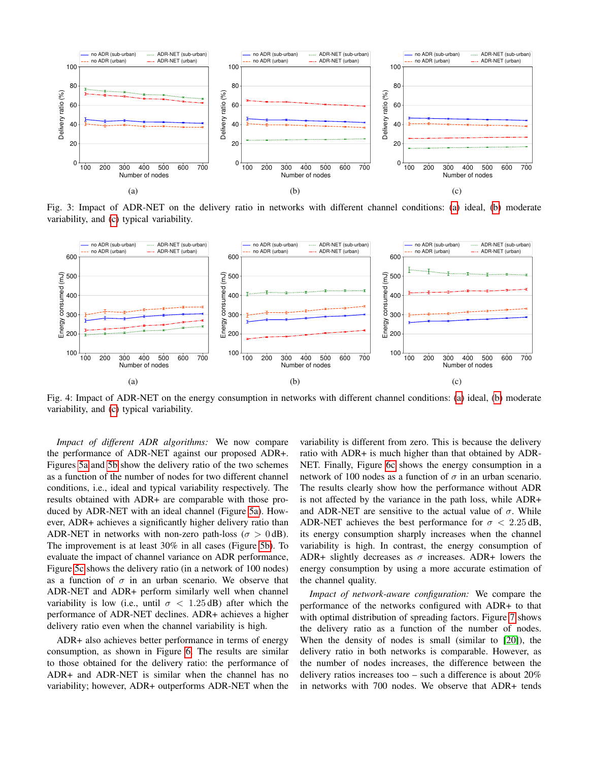Fig. 3: Impact of ADR-NET on the delivery ratio in networks with different channel conditions: (a) ideal, (b) moderate variability, and (c) typical variability.

Fig. 4: Impact of ADR-NET on the energy consumption in networks with different channel conditions: (a) ideal, (b) moderate variability, and (c) typical variability.

*Impact of different ADR algorithms:* We now compare the performance of ADR-NET against our proposed ADR+. Figures 5a and 5b show the delivery ratio of the two schemes as a function of the number of nodes for two different channel conditions, i.e., ideal and typical variability respectively. The results obtained with ADR+ are comparable with those produced by ADR-NET with an ideal channel (Figure 5a). However, ADR+ achieves a significantly higher delivery ratio than ADR-NET in networks with non-zero path-loss ($\sigma > 0$ dB). The improvement is at least 30% in all cases (Figure 5b). To evaluate the impact of channel variance on ADR performance, Figure 5c shows the delivery ratio (in a network of 100 nodes) as a function of $\sigma$ in an urban scenario. We observe that ADR-NET and ADR+ perform similarly well when channel variability is low (i.e., until $\sigma < 1.25$ dB) after which the performance of ADR-NET declines. ADR+ achieves a higher delivery ratio even when the channel variability is high.

ADR+ also achieves better performance in terms of energy consumption, as shown in Figure 6. The results are similar to those obtained for the delivery ratio: the performance of ADR+ and ADR-NET is similar when the channel has no variability; however, ADR+ outperforms ADR-NET when the variability is different from zero. This is because the delivery ratio with ADR+ is much higher than that obtained by ADR-NET. Finally, Figure 6c shows the energy consumption in a network of 100 nodes as a function of $\sigma$ in an urban scenario. The results clearly show how the performance without ADR is not affected by the variance in the path loss, while ADR+ and ADR-NET are sensitive to the actual value of $\sigma$. While ADR-NET achieves the best performance for $\sigma < 2.25$ dB, its energy consumption sharply increases when the channel variability is high. In contrast, the energy consumption of ADR+ slightly decreases as $\sigma$ increases. ADR+ lowers the energy consumption by using a more accurate estimation of the channel quality.

*Impact of network-aware configuration:* We compare the performance of the networks configured with ADR+ to that with optimal distribution of spreading factors. Figure 7 shows the delivery ratio as a function of the number of nodes. When the density of nodes is small (similar to [20]), the delivery ratio in both networks is comparable. However, as the number of nodes increases, the difference between the delivery ratios increases too – such a difference is about 20% in networks with 700 nodes. We observe that ADR+ tends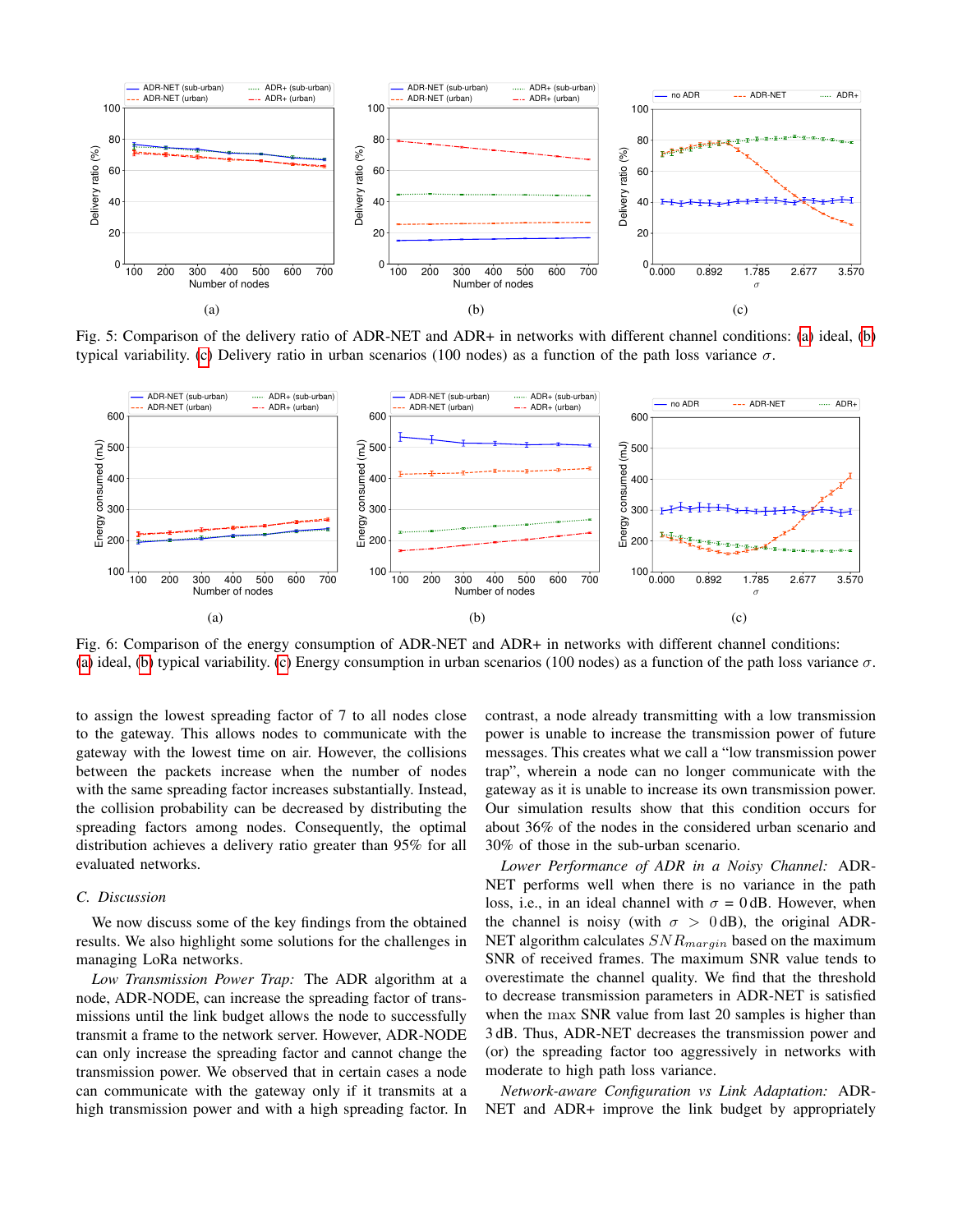Fig. 5: Comparison of the delivery ratio of ADR-NET and ADR+ in networks with different channel conditions: (a) ideal, (b) typical variability. (c) Delivery ratio in urban scenarios (100 nodes) as a function of the path loss variance $\sigma$.

Fig. 6: Comparison of the energy consumption of ADR-NET and ADR+ in networks with different channel conditions: (a) ideal, (b) typical variability. (c) Energy consumption in urban scenarios (100 nodes) as a function of the path loss variance $\sigma$.

to assign the lowest spreading factor of 7 to all nodes close to the gateway. This allows nodes to communicate with the gateway with the lowest time on air. However, the collisions between the packets increase when the number of nodes with the same spreading factor increases substantially. Instead, the collision probability can be decreased by distributing the spreading factors among nodes. Consequently, the optimal distribution achieves a delivery ratio greater than 95% for all evaluated networks.

### C. Discussion

We now discuss some of the key findings from the obtained results. We also highlight some solutions for the challenges in managing LoRa networks.

*Low Transmission Power Trap:* The ADR algorithm at a node, ADR-NODE, can increase the spreading factor of transmissions until the link budget allows the node to successfully transmit a frame to the network server. However, ADR-NODE can only increase the spreading factor and cannot change the transmission power. We observed that in certain cases a node can communicate with the gateway only if it transmits at a high transmission power and with a high spreading factor. In contrast, a node already transmitting with a low transmission power is unable to increase the transmission power of future messages. This creates what we call a "low transmission power trap", wherein a node can no longer communicate with the gateway as it is unable to increase its own transmission power. Our simulation results show that this condition occurs for about 36% of the nodes in the considered urban scenario and 30% of those in the sub-urban scenario.

*Lower Performance of ADR in a Noisy Channel:* ADR-NET performs well when there is no variance in the path loss, i.e., in an ideal channel with $\sigma$ = 0 dB. However, when the channel is noisy (with $\sigma > 0$ dB), the original ADR-NET algorithm calculates $SNR_{margin}$ based on the maximum SNR of received frames. The maximum SNR value tends to overestimate the channel quality. We find that the threshold to decrease transmission parameters in ADR-NET is satisfied when the max SNR value from last 20 samples is higher than 3 dB. Thus, ADR-NET decreases the transmission power and (or) the spreading factor too aggressively in networks with moderate to high path loss variance.

*Network-aware Configuration vs Link Adaptation:* ADR-NET and ADR+ improve the link budget by appropriately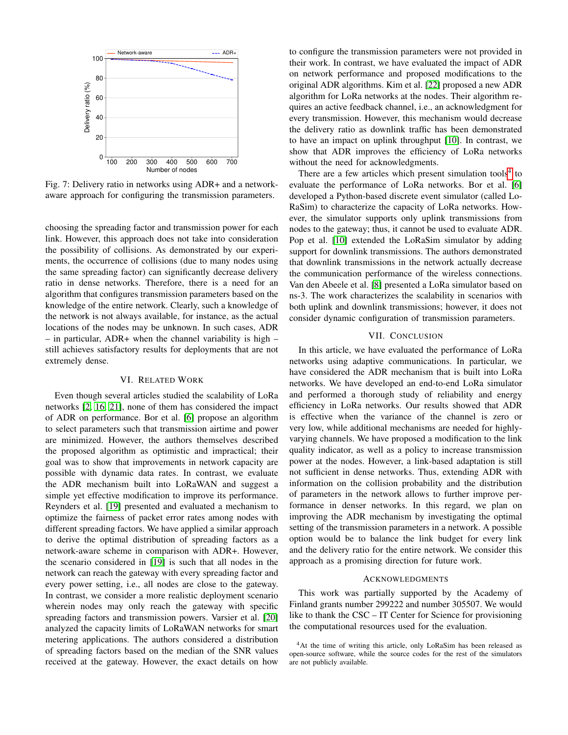Fig. 7: Delivery ratio in networks using ADR+ and a network-aware approach for configuring the transmission parameters.

choosing the spreading factor and transmission power for each link. However, this approach does not take into consideration the possibility of collisions. As demonstrated by our experiments, the occurrence of collisions (due to many nodes using the same spreading factor) can significantly decrease delivery ratio in dense networks. Therefore, there is a need for an algorithm that configures transmission parameters based on the knowledge of the entire network. Clearly, such a knowledge of the network is not always available, for instance, as the actual locations of the nodes may be unknown. In such cases, ADR – in particular, ADR+ when the channel variability is high – still achieves satisfactory results for deployments that are not extremely dense.

## VI. Related Work

Even though several articles studied the scalability of LoRa networks [2, 16, 21], none of them has considered the impact of ADR on performance. Bor et al. [6] propose an algorithm to select parameters such that transmission airtime and power are minimized. However, the authors themselves described the proposed algorithm as optimistic and impractical; their goal was to show that improvements in network capacity are possible with dynamic data rates. In contrast, we evaluate the ADR mechanism built into LoRaWAN and suggest a simple yet effective modification to improve its performance. Reynders et al. [19] presented and evaluated a mechanism to optimize the fairness of packet error rates among nodes with different spreading factors. We have applied a similar approach to derive the optimal distribution of spreading factors as a network-aware scheme in comparison with ADR+. However, the scenario considered in [19] is such that all nodes in the network can reach the gateway with every spreading factor and every power setting, i.e., all nodes are close to the gateway. In contrast, we consider a more realistic deployment scenario wherein nodes may only reach the gateway with specific spreading factors and transmission powers. Varsier et al. [20] analyzed the capacity limits of LoRaWAN networks for smart metering applications. The authors considered a distribution of spreading factors based on the median of the SNR values received at the gateway. However, the exact details on how to configure the transmission parameters were not provided in their work. In contrast, we have evaluated the impact of ADR on network performance and proposed modifications to the original ADR algorithms. Kim et al. [22] proposed a new ADR algorithm for LoRa networks at the nodes. Their algorithm requires an active feedback channel, i.e., an acknowledgment for every transmission. However, this mechanism would decrease the delivery ratio as downlink traffic has been demonstrated to have an impact on uplink throughput [10]. In contrast, we show that ADR improves the efficiency of LoRa networks without the need for acknowledgments.

There are a few articles which present simulation tools[4] to evaluate the performance of LoRa networks. Bor et al. [6] developed a Python-based discrete event simulator (called LoRaSim) to characterize the capacity of LoRa networks. However, the simulator supports only uplink transmissions from nodes to the gateway; thus, it cannot be used to evaluate ADR. Pop et al. [10] extended the LoRaSim simulator by adding support for downlink transmissions. The authors demonstrated that downlink transmissions in the network actually decrease the communication performance of the wireless connections. Van den Abeele et al. [8] presented a LoRa simulator based on ns-3. The work characterizes the scalability in scenarios with both uplink and downlink transmissions; however, it does not consider dynamic configuration of transmission parameters.

## VII. Conclusion

In this article, we have evaluated the performance of LoRa networks using adaptive communications. In particular, we have considered the ADR mechanism that is built into LoRa networks. We have developed an end-to-end LoRa simulator and performed a thorough study of reliability and energy efficiency in LoRa networks. Our results showed that ADR is effective when the variance of the channel is zero or very low, while additional mechanisms are needed for highly-varying channels. We have proposed a modification to the link quality indicator, as well as a policy to increase transmission power at the nodes. However, a link-based adaptation is still not sufficient in dense networks. Thus, extending ADR with information on the collision probability and the distribution of parameters in the network allows to further improve performance in denser networks. In this regard, we plan on improving the ADR mechanism by investigating the optimal setting of the transmission parameters in a network. A possible option would be to balance the link budget for every link and the delivery ratio for the entire network. We consider this approach as a promising direction for future work.

## Acknowledgments

This work was partially supported by the Academy of Finland grants number 299222 and number 305507. We would like to thank the CSC – IT Center for Science for provisioning the computational resources used for the evaluation.

[4] At the time of writing this article, only LoRaSim has been released as open-source software, while the source codes for the rest of the simulators are not publicly available.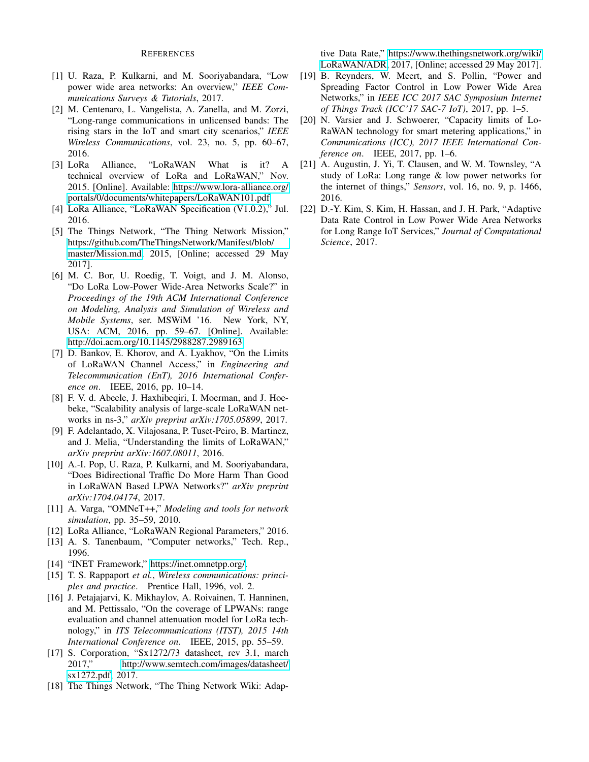## References

[1] U. Raza, P. Kulkarni, and M. Sooriyabandara, "Low power wide area networks: An overview," *IEEE Communications Surveys & Tutorials*, 2017.

[2] M. Centenaro, L. Vangelista, A. Zanella, and M. Zorzi, "Long-range communications in unlicensed bands: The rising stars in the IoT and smart city scenarios," *IEEE Wireless Communications*, vol. 23, no. 5, pp. 60–67, 2016.

[3] LoRa Alliance, "LoRaWAN What is it? A technical overview of LoRa and LoRaWAN," Nov. 2015. [Online]. Available: https://www.lora-alliance.org/portals/0/documents/whitepapers/LoRaWAN101.pdf

[4] LoRa Alliance, "LoRaWAN Specification (V1.0.2)," Jul. 2016.

[5] The Things Network, "The Thing Network Mission," https://github.com/TheThingsNetwork/Manifest/blob/master/Mission.md, 2015, [Online; accessed 29 May 2017].

[6] M. C. Bor, U. Roedig, T. Voigt, and J. M. Alonso, "Do LoRa Low-Power Wide-Area Networks Scale?" in *Proceedings of the 19th ACM International Conference on Modeling, Analysis and Simulation of Wireless and Mobile Systems*, ser. MSWiM '16. New York, NY, USA: ACM, 2016, pp. 59–67. [Online]. Available: http://doi.acm.org/10.1145/2988287.2989163

[7] D. Bankov, E. Khorov, and A. Lyakhov, "On the Limits of LoRaWAN Channel Access," in *Engineering and Telecommunication (EnT), 2016 International Conference on*. IEEE, 2016, pp. 10–14.

[8] F. V. d. Abeele, J. Haxhibeqiri, I. Moerman, and J. Hoebeke, "Scalability analysis of large-scale LoRaWAN networks in ns-3," *arXiv preprint arXiv:1705.05899*, 2017.

[9] F. Adelantado, X. Vilajosana, P. Tuset-Peiro, B. Martinez, and J. Melia, "Understanding the limits of LoRaWAN," *arXiv preprint arXiv:1607.08011*, 2016.

[10] A.-I. Pop, U. Raza, P. Kulkarni, and M. Sooriyabandara, "Does Bidirectional Traffic Do More Harm Than Good in LoRaWAN Based LPWA Networks?" *arXiv preprint arXiv:1704.04174*, 2017.

[11] A. Varga, "OMNeT++," *Modeling and tools for network simulation*, pp. 35–59, 2010.

[12] LoRa Alliance, "LoRaWAN Regional Parameters," 2016.

[13] A. S. Tanenbaum, "Computer networks," Tech. Rep., 1996.

[14] "INET Framework," https://inet.omnetpp.org/.

[15] T. S. Rappaport *et al.*, *Wireless communications: principles and practice*. Prentice Hall, 1996, vol. 2.

[16] J. Petajajarvi, K. Mikhaylov, A. Roivainen, T. Hanninen, and M. Pettissalo, "On the coverage of LPWANs: range evaluation and channel attenuation model for LoRa technology," in *ITS Telecommunications (ITST), 2015 14th International Conference on*. IEEE, 2015, pp. 55–59.

[17] S. Corporation, "Sx1272/73 datasheet, rev 3.1, march 2017," http://www.semtech.com/images/datasheet/sx1272.pdf, 2017.

[18] The Things Network, "The Thing Network Wiki: Adaptive Data Rate," https://www.thethingsnetwork.org/wiki/LoRaWAN/ADR, 2017, [Online; accessed 29 May 2017].

[19] B. Reynders, W. Meert, and S. Pollin, "Power and Spreading Factor Control in Low Power Wide Area Networks," in *IEEE ICC 2017 SAC Symposium Internet of Things Track (ICC'17 SAC-7 IoT)*, 2017, pp. 1–5.

[20] N. Varsier and J. Schwoerer, "Capacity limits of LoRaWAN technology for smart metering applications," in *Communications (ICC), 2017 IEEE International Conference on*. IEEE, 2017, pp. 1–6.

[21] A. Augustin, J. Yi, T. Clausen, and W. M. Townsley, "A study of LoRa: Long range & low power networks for the internet of things," *Sensors*, vol. 16, no. 9, p. 1466, 2016.

[22] D.-Y. Kim, S. Kim, H. Hassan, and J. H. Park, "Adaptive Data Rate Control in Low Power Wide Area Networks for Long Range IoT Services," *Journal of Computational Science*, 2017.